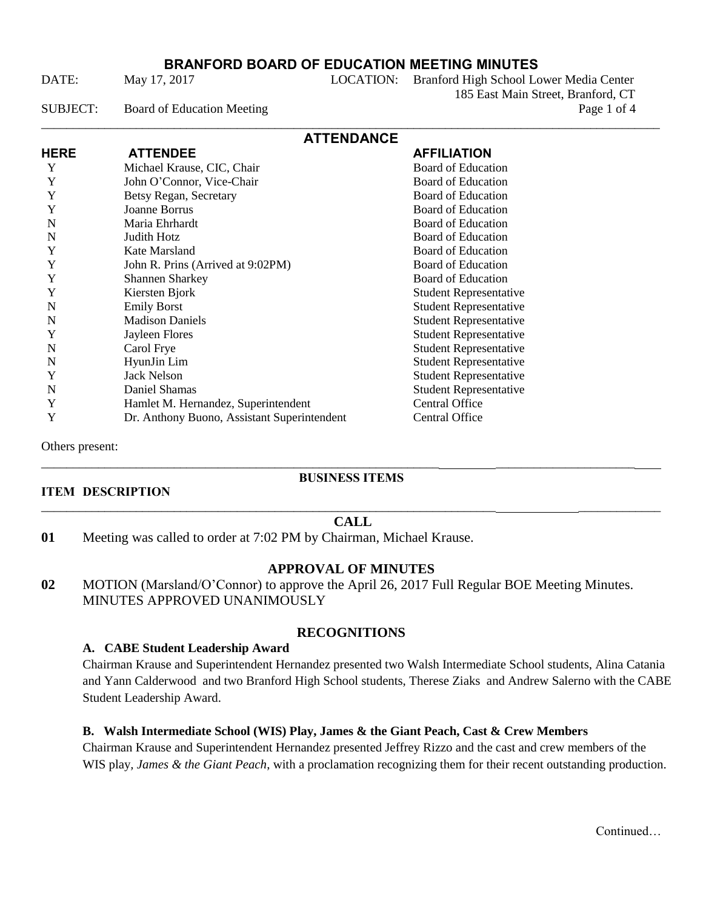# BRANFORD BOARD OF EDUCATION MEETING MINUTES

DATE: May 17, 2017 LOCATION: Branford High School Lower Media Center
185 East Main Street, Branford, CT

SUBJECT: Board of Education Meeting

## ATTENDANCE

| HERE | ATTENDEE | AFFILIATION |
|---|---|---|
| Y | Michael Krause, CIC, Chair | Board of Education |
| Y | John O'Connor, Vice-Chair | Board of Education |
| Y | Betsy Regan, Secretary | Board of Education |
| Y | Joanne Borrus | Board of Education |
| N | Maria Ehrhardt | Board of Education |
| N | Judith Hotz | Board of Education |
| Y | Kate Marsland | Board of Education |
| Y | John R. Prins (Arrived at 9:02PM) | Board of Education |
| Y | Shannen Sharkey | Board of Education |
| Y | Kiersten Bjork | Student Representative |
| N | Emily Borst | Student Representative |
| N | Madison Daniels | Student Representative |
| Y | Jayleen Flores | Student Representative |
| N | Carol Frye | Student Representative |
| N | HyunJin Lim | Student Representative |
| Y | Jack Nelson | Student Representative |
| N | Daniel Shamas | Student Representative |
| Y | Hamlet M. Hernandez, Superintendent | Central Office |
| Y | Dr. Anthony Buono, Assistant Superintendent | Central Office |

Others present:

## BUSINESS ITEMS

**ITEM DESCRIPTION**

### CALL

**01** Meeting was called to order at 7:02 PM by Chairman, Michael Krause.

### APPROVAL OF MINUTES

**02** MOTION (Marsland/O'Connor) to approve the April 26, 2017 Full Regular BOE Meeting Minutes. MINUTES APPROVED UNANIMOUSLY

### RECOGNITIONS

**A. CABE Student Leadership Award**

Chairman Krause and Superintendent Hernandez presented two Walsh Intermediate School students, Alina Catania and Yann Calderwood and two Branford High School students, Therese Ziaks and Andrew Salerno with the CABE Student Leadership Award.

**B. Walsh Intermediate School (WIS) Play, James & the Giant Peach, Cast & Crew Members**

Chairman Krause and Superintendent Hernandez presented Jeffrey Rizzo and the cast and crew members of the WIS play, *James & the Giant Peach*, with a proclamation recognizing them for their recent outstanding production.

Continued…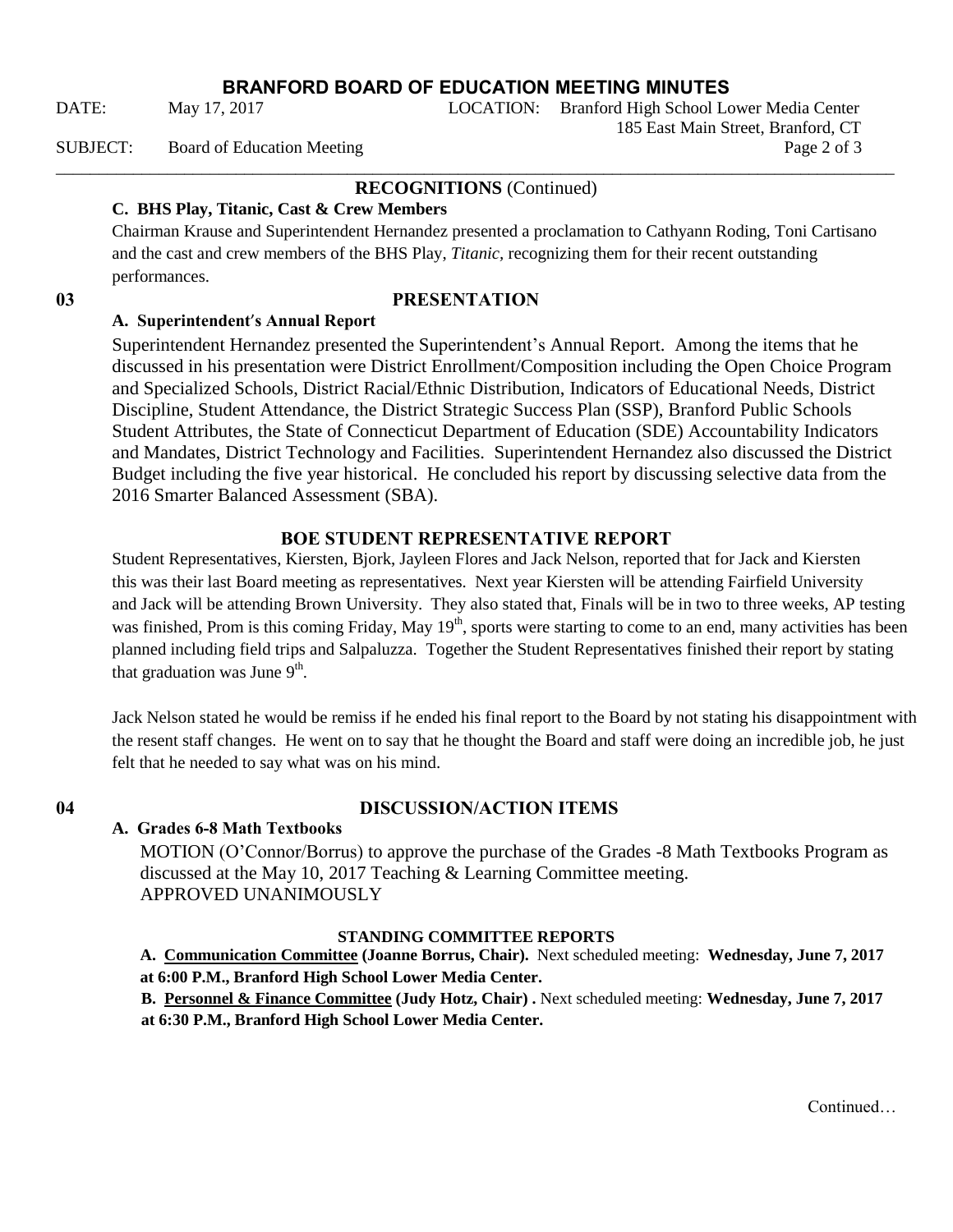## RECOGNITIONS (Continued)

**C. BHS Play, Titanic, Cast & Crew Members**

Chairman Krause and Superintendent Hernandez presented a proclamation to Cathyann Roding, Toni Cartisano and the cast and crew members of the BHS Play, *Titanic*, recognizing them for their recent outstanding performances.

## 03 PRESENTATION

**A. Superintendent's Annual Report**

Superintendent Hernandez presented the Superintendent's Annual Report. Among the items that he discussed in his presentation were District Enrollment/Composition including the Open Choice Program and Specialized Schools, District Racial/Ethnic Distribution, Indicators of Educational Needs, District Discipline, Student Attendance, the District Strategic Success Plan (SSP), Branford Public Schools Student Attributes, the State of Connecticut Department of Education (SDE) Accountability Indicators and Mandates, District Technology and Facilities. Superintendent Hernandez also discussed the District Budget including the five year historical. He concluded his report by discussing selective data from the 2016 Smarter Balanced Assessment (SBA).

## BOE STUDENT REPRESENTATIVE REPORT

Student Representatives, Kiersten, Bjork, Jayleen Flores and Jack Nelson, reported that for Jack and Kiersten this was their last Board meeting as representatives. Next year Kiersten will be attending Fairfield University and Jack will be attending Brown University. They also stated that, Finals will be in two to three weeks, AP testing was finished, Prom is this coming Friday, May 19th, sports were starting to come to an end, many activities has been planned including field trips and Salpaluzza. Together the Student Representatives finished their report by stating that graduation was June 9th.

Jack Nelson stated he would be remiss if he ended his final report to the Board by not stating his disappointment with the resent staff changes. He went on to say that he thought the Board and staff were doing an incredible job, he just felt that he needed to say what was on his mind.

## 04 DISCUSSION/ACTION ITEMS

**A. Grades 6-8 Math Textbooks**

MOTION (O'Connor/Borrus) to approve the purchase of the Grades -8 Math Textbooks Program as discussed at the May 10, 2017 Teaching & Learning Committee meeting.
APPROVED UNANIMOUSLY

**STANDING COMMITTEE REPORTS**

**A. Communication Committee (Joanne Borrus, Chair).** Next scheduled meeting: **Wednesday, June 7, 2017 at 6:00 P.M., Branford High School Lower Media Center.**

**B. Personnel & Finance Committee (Judy Hotz, Chair) .** Next scheduled meeting: **Wednesday, June 7, 2017 at 6:30 P.M., Branford High School Lower Media Center.**

Continued…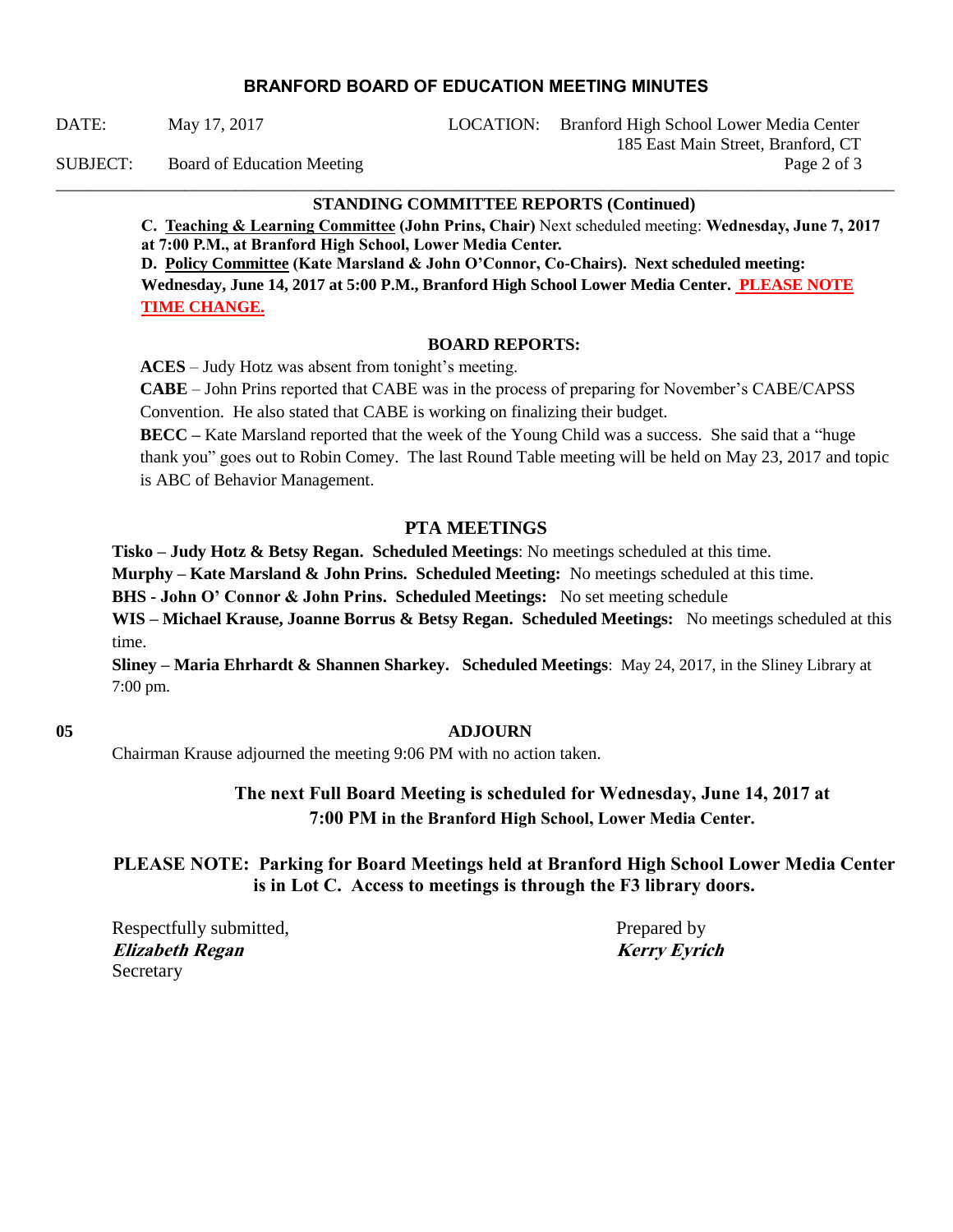# BRANFORD BOARD OF EDUCATION MEETING MINUTES

DATE: May 17, 2017 LOCATION: Branford High School Lower Media Center
185 East Main Street, Branford, CT

SUBJECT: Board of Education Meeting

### STANDING COMMITTEE REPORTS (Continued)

**C. Teaching & Learning Committee (John Prins, Chair)** Next scheduled meeting: **Wednesday, June 7, 2017 at 7:00 P.M., at Branford High School, Lower Media Center.**

**D. Policy Committee (Kate Marsland & John O'Connor, Co-Chairs). Next scheduled meeting: Wednesday, June 14, 2017 at 5:00 P.M., Branford High School Lower Media Center. PLEASE NOTE TIME CHANGE.**

### BOARD REPORTS:

**ACES** – Judy Hotz was absent from tonight's meeting.

**CABE** – John Prins reported that CABE was in the process of preparing for November's CABE/CAPSS Convention. He also stated that CABE is working on finalizing their budget.

**BECC –** Kate Marsland reported that the week of the Young Child was a success. She said that a "huge thank you" goes out to Robin Comey. The last Round Table meeting will be held on May 23, 2017 and topic is ABC of Behavior Management.

### PTA MEETINGS

**Tisko – Judy Hotz & Betsy Regan. Scheduled Meetings**: No meetings scheduled at this time.

**Murphy – Kate Marsland & John Prins. Scheduled Meeting:** No meetings scheduled at this time.

**BHS - John O' Connor & John Prins. Scheduled Meetings:** No set meeting schedule

**WIS – Michael Krause, Joanne Borrus & Betsy Regan. Scheduled Meetings:** No meetings scheduled at this time.

**Sliney – Maria Ehrhardt & Shannen Sharkey. Scheduled Meetings**: May 24, 2017, in the Sliney Library at 7:00 pm.

### 05 ADJOURN

Chairman Krause adjourned the meeting 9:06 PM with no action taken.

**The next Full Board Meeting is scheduled for Wednesday, June 14, 2017 at 7:00 PM in the Branford High School, Lower Media Center.**

**PLEASE NOTE: Parking for Board Meetings held at Branford High School Lower Media Center is in Lot C. Access to meetings is through the F3 library doors.**

Respectfully submitted,
***Elizabeth Regan***
Secretary

Prepared by
***Kerry Eyrich***